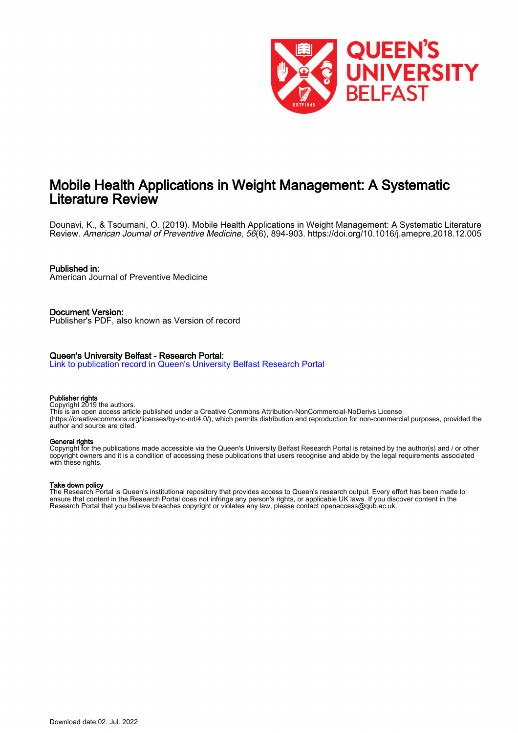# Mobile Health Applications in Weight Management: A Systematic Literature Review

Dounavi, K., & Tsoumani, O. (2019). Mobile Health Applications in Weight Management: A Systematic Literature Review. *American Journal of Preventive Medicine*, *56*(6), 894-903. https://doi.org/10.1016/j.amepre.2018.12.005

**Published in:**
American Journal of Preventive Medicine

**Document Version:**
Publisher's PDF, also known as Version of record

**Queen's University Belfast - Research Portal:**
Link to publication record in Queen's University Belfast Research Portal

**Publisher rights**
Copyright 2019 the authors.
This is an open access article published under a Creative Commons Attribution-NonCommercial-NoDerivs License (https://creativecommons.org/licenses/by-nc-nd/4.0/), which permits distribution and reproduction for non-commercial purposes, provided the author and source are cited.

**General rights**
Copyright for the publications made accessible via the Queen's University Belfast Research Portal is retained by the author(s) and / or other copyright owners and it is a condition of accessing these publications that users recognise and abide by the legal requirements associated with these rights.

**Take down policy**
The Research Portal is Queen's institutional repository that provides access to Queen's research output. Every effort has been made to ensure that content in the Research Portal does not infringe any person's rights, or applicable UK laws. If you discover content in the Research Portal that you believe breaches copyright or violates any law, please contact openaccess@qub.ac.uk.

Download date:02. Jul. 2022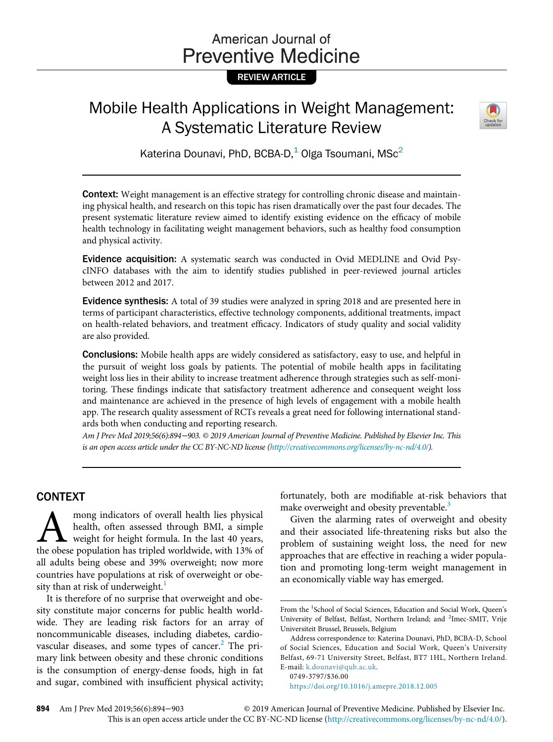# American Journal of Preventive Medicine

REVIEW ARTICLE

# Mobile Health Applications in Weight Management: A Systematic Literature Review

Katerina Dounavi, PhD, BCBA-D,[1] Olga Tsoumani, MSc[2]

**Context:** Weight management is an effective strategy for controlling chronic disease and maintaining physical health, and research on this topic has risen dramatically over the past four decades. The present systematic literature review aimed to identify existing evidence on the efficacy of mobile health technology in facilitating weight management behaviors, such as healthy food consumption and physical activity.

**Evidence acquisition:** A systematic search was conducted in Ovid MEDLINE and Ovid PsycINFO databases with the aim to identify studies published in peer-reviewed journal articles between 2012 and 2017.

**Evidence synthesis:** A total of 39 studies were analyzed in spring 2018 and are presented here in terms of participant characteristics, effective technology components, additional treatments, impact on health-related behaviors, and treatment efficacy. Indicators of study quality and social validity are also provided.

**Conclusions:** Mobile health apps are widely considered as satisfactory, easy to use, and helpful in the pursuit of weight loss goals by patients. The potential of mobile health apps in facilitating weight loss lies in their ability to increase treatment adherence through strategies such as self-monitoring. These findings indicate that satisfactory treatment adherence and consequent weight loss and maintenance are achieved in the presence of high levels of engagement with a mobile health app. The research quality assessment of RCTs reveals a great need for following international standards both when conducting and reporting research.

*Am J Prev Med 2019;56(6):894−903. © 2019 American Journal of Preventive Medicine. Published by Elsevier Inc. This is an open access article under the CC BY-NC-ND license (http://creativecommons.org/licenses/by-nc-nd/4.0/).*

## CONTEXT

Among indicators of overall health lies physical health, often assessed through BMI, a simple weight for height formula. In the last 40 years, the obese population has tripled worldwide, with 13% of all adults being obese and 39% overweight; now more countries have populations at risk of overweight or obesity than at risk of underweight.[1]

It is therefore of no surprise that overweight and obesity constitute major concerns for public health worldwide. They are leading risk factors for an array of noncommunicable diseases, including diabetes, cardiovascular diseases, and some types of cancer.[2] The primary link between obesity and these chronic conditions is the consumption of energy-dense foods, high in fat and sugar, combined with insufficient physical activity; fortunately, both are modifiable at-risk behaviors that make overweight and obesity preventable.[3]

Given the alarming rates of overweight and obesity and their associated life-threatening risks but also the problem of sustaining weight loss, the need for new approaches that are effective in reaching a wider population and promoting long-term weight management in an economically viable way has emerged.

From the [1]School of Social Sciences, Education and Social Work, Queen's University of Belfast, Belfast, Northern Ireland; and [2]Imec-SMIT, Vrije Universiteit Brussel, Brussels, Belgium

Address correspondence to: Katerina Dounavi, PhD, BCBA-D, School of Social Sciences, Education and Social Work, Queen's University Belfast, 69-71 University Street, Belfast, BT7 1HL, Northern Ireland. E-mail: k.dounavi@qub.ac.uk.

0749-3797/$36.00

https://doi.org/10.1016/j.amepre.2018.12.005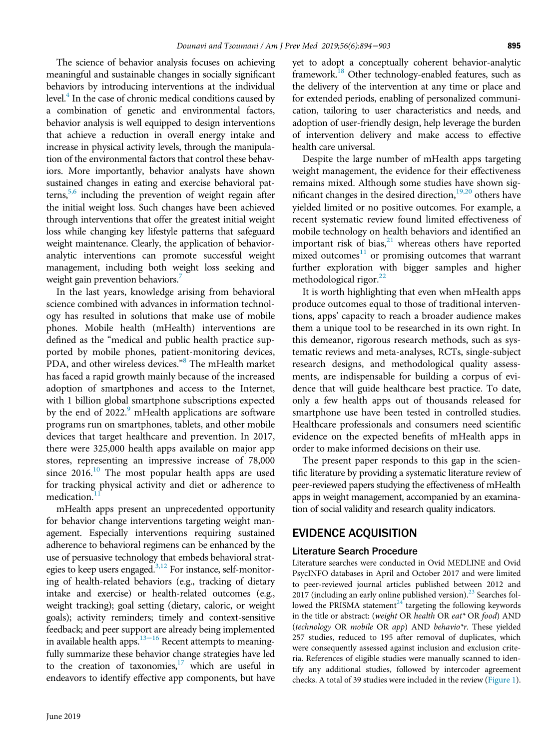The science of behavior analysis focuses on achieving meaningful and sustainable changes in socially significant behaviors by introducing interventions at the individual level.[4] In the case of chronic medical conditions caused by a combination of genetic and environmental factors, behavior analysis is well equipped to design interventions that achieve a reduction in overall energy intake and increase in physical activity levels, through the manipulation of the environmental factors that control these behaviors. More importantly, behavior analysts have shown sustained changes in eating and exercise behavioral patterns,[5,6] including the prevention of weight regain after the initial weight loss. Such changes have been achieved through interventions that offer the greatest initial weight loss while changing key lifestyle patterns that safeguard weight maintenance. Clearly, the application of behavior-analytic interventions can promote successful weight management, including both weight loss seeking and weight gain prevention behaviors.[7]

In the last years, knowledge arising from behavioral science combined with advances in information technology has resulted in solutions that make use of mobile phones. Mobile health (mHealth) interventions are defined as the "medical and public health practice supported by mobile phones, patient-monitoring devices, PDA, and other wireless devices."[8] The mHealth market has faced a rapid growth mainly because of the increased adoption of smartphones and access to the Internet, with 1 billion global smartphone subscriptions expected by the end of 2022.[9] mHealth applications are software programs run on smartphones, tablets, and other mobile devices that target healthcare and prevention. In 2017, there were 325,000 health apps available on major app stores, representing an impressive increase of 78,000 since 2016.[10] The most popular health apps are used for tracking physical activity and diet or adherence to medication.[11]

mHealth apps present an unprecedented opportunity for behavior change interventions targeting weight management. Especially interventions requiring sustained adherence to behavioral regimens can be enhanced by the use of persuasive technology that embeds behavioral strategies to keep users engaged.[3,12] For instance, self-monitoring of health-related behaviors (e.g., tracking of dietary intake and exercise) or health-related outcomes (e.g., weight tracking); goal setting (dietary, caloric, or weight goals); activity reminders; timely and context-sensitive feedback; and peer support are already being implemented in available health apps.[13–16] Recent attempts to meaningfully summarize these behavior change strategies have led to the creation of taxonomies,[17] which are useful in endeavors to identify effective app components, but have yet to adopt a conceptually coherent behavior-analytic framework.[18] Other technology-enabled features, such as the delivery of the intervention at any time or place and for extended periods, enabling of personalized communication, tailoring to user characteristics and needs, and adoption of user-friendly design, help leverage the burden of intervention delivery and make access to effective health care universal.

Despite the large number of mHealth apps targeting weight management, the evidence for their effectiveness remains mixed. Although some studies have shown significant changes in the desired direction,[19,20] others have yielded limited or no positive outcomes. For example, a recent systematic review found limited effectiveness of mobile technology on health behaviors and identified an important risk of bias,[21] whereas others have reported mixed outcomes[11] or promising outcomes that warrant further exploration with bigger samples and higher methodological rigor.[22]

It is worth highlighting that even when mHealth apps produce outcomes equal to those of traditional interventions, apps' capacity to reach a broader audience makes them a unique tool to be researched in its own right. In this demeanor, rigorous research methods, such as systematic reviews and meta-analyses, RCTs, single-subject research designs, and methodological quality assessments, are indispensable for building a corpus of evidence that will guide healthcare best practice. To date, only a few health apps out of thousands released for smartphone use have been tested in controlled studies. Healthcare professionals and consumers need scientific evidence on the expected benefits of mHealth apps in order to make informed decisions on their use.

The present paper responds to this gap in the scientific literature by providing a systematic literature review of peer-reviewed papers studying the effectiveness of mHealth apps in weight management, accompanied by an examination of social validity and research quality indicators.

## EVIDENCE ACQUISITION

### Literature Search Procedure

Literature searches were conducted in Ovid MEDLINE and Ovid PsycINFO databases in April and October 2017 and were limited to peer-reviewed journal articles published between 2012 and 2017 (including an early online published version).[23] Searches followed the PRISMA statement[24] targeting the following keywords in the title or abstract: (*weight* OR *health* OR *eat\** OR *food*) AND (*technology* OR *mobile* OR *app*) AND *behavio\*r*. These yielded 257 studies, reduced to 195 after removal of duplicates, which were consequently assessed against inclusion and exclusion criteria. References of eligible studies were manually scanned to identify any additional studies, followed by intercoder agreement checks. A total of 39 studies were included in the review (Figure 1).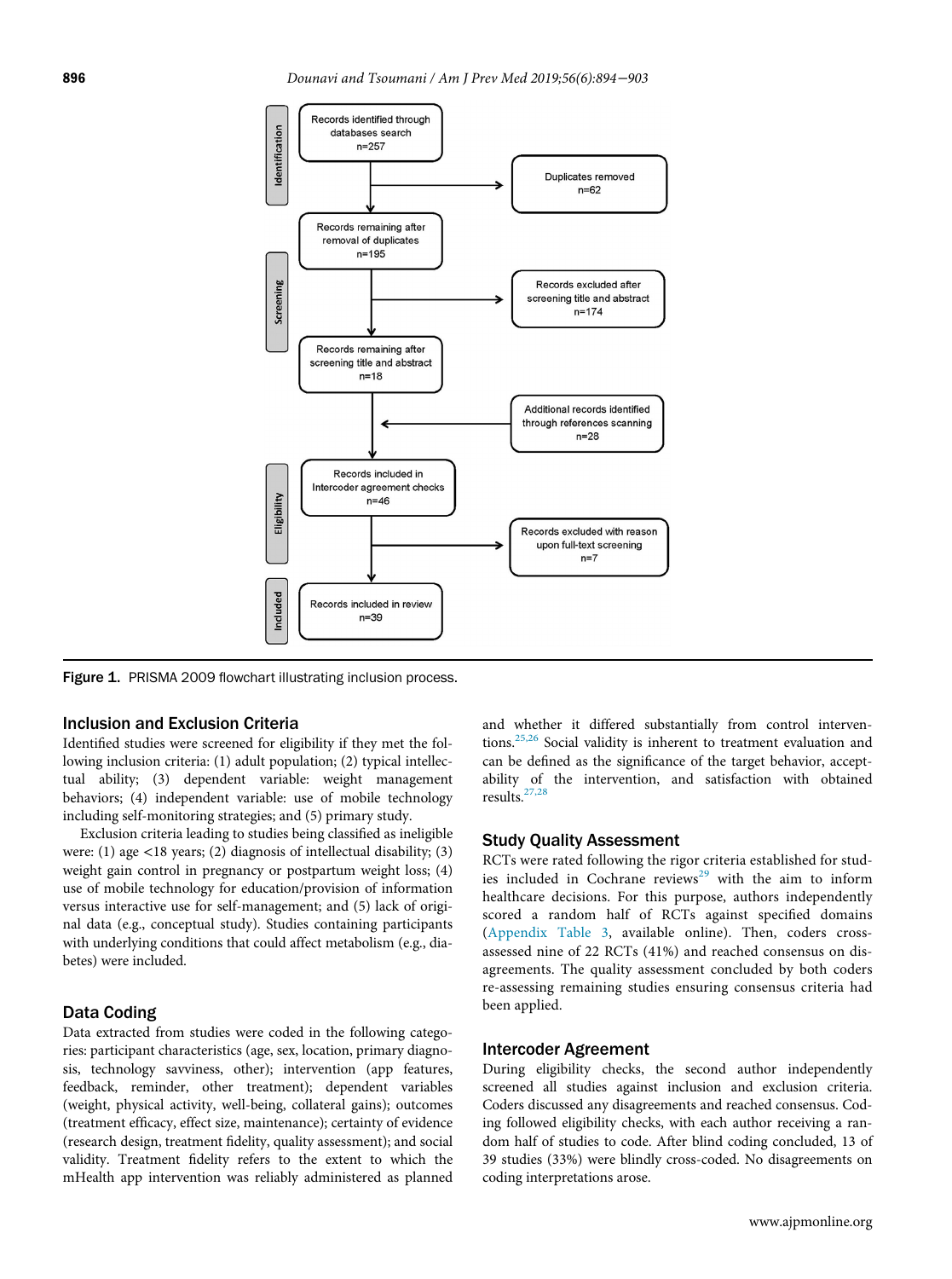Figure 1. PRISMA 2009 flowchart illustrating inclusion process.

## Inclusion and Exclusion Criteria

Identified studies were screened for eligibility if they met the following inclusion criteria: (1) adult population; (2) typical intellectual ability; (3) dependent variable: weight management behaviors; (4) independent variable: use of mobile technology including self-monitoring strategies; and (5) primary study.

Exclusion criteria leading to studies being classified as ineligible were: (1) age <18 years; (2) diagnosis of intellectual disability; (3) weight gain control in pregnancy or postpartum weight loss; (4) use of mobile technology for education/provision of information versus interactive use for self-management; and (5) lack of original data (e.g., conceptual study). Studies containing participants with underlying conditions that could affect metabolism (e.g., diabetes) were included.

## Data Coding

Data extracted from studies were coded in the following categories: participant characteristics (age, sex, location, primary diagnosis, technology savviness, other); intervention (app features, feedback, reminder, other treatment); dependent variables (weight, physical activity, well-being, collateral gains); outcomes (treatment efficacy, effect size, maintenance); certainty of evidence (research design, treatment fidelity, quality assessment); and social validity. Treatment fidelity refers to the extent to which the mHealth app intervention was reliably administered as planned and whether it differed substantially from control interventions.[25,26] Social validity is inherent to treatment evaluation and can be defined as the significance of the target behavior, acceptability of the intervention, and satisfaction with obtained results.[27,28]

## Study Quality Assessment

RCTs were rated following the rigor criteria established for studies included in Cochrane reviews[29] with the aim to inform healthcare decisions. For this purpose, authors independently scored a random half of RCTs against specified domains (Appendix Table 3, available online). Then, coders cross-assessed nine of 22 RCTs (41%) and reached consensus on disagreements. The quality assessment concluded by both coders re-assessing remaining studies ensuring consensus criteria had been applied.

## Intercoder Agreement

During eligibility checks, the second author independently screened all studies against inclusion and exclusion criteria. Coders discussed any disagreements and reached consensus. Coding followed eligibility checks, with each author receiving a random half of studies to code. After blind coding concluded, 13 of 39 studies (33%) were blindly cross-coded. No disagreements on coding interpretations arose.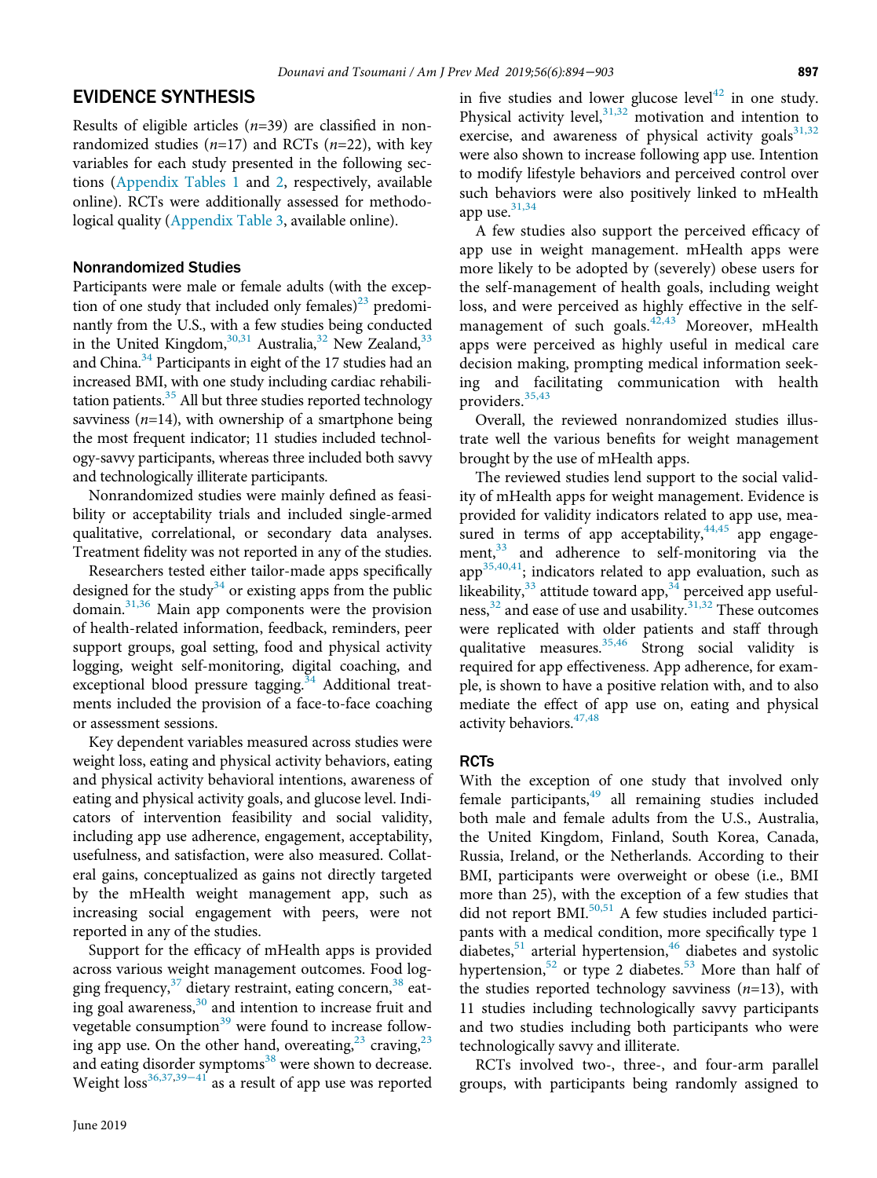## EVIDENCE SYNTHESIS

Results of eligible articles (n=39) are classified in nonrandomized studies (n=17) and RCTs (n=22), with key variables for each study presented in the following sections (Appendix Tables 1 and 2, respectively, available online). RCTs were additionally assessed for methodological quality (Appendix Table 3, available online).

### Nonrandomized Studies

Participants were male or female adults (with the exception of one study that included only females)[23] predominantly from the U.S., with a few studies being conducted in the United Kingdom,[30,31] Australia,[32] New Zealand,[33] and China.[34] Participants in eight of the 17 studies had an increased BMI, with one study including cardiac rehabilitation patients.[35] All but three studies reported technology savviness (n=14), with ownership of a smartphone being the most frequent indicator; 11 studies included technology-savvy participants, whereas three included both savvy and technologically illiterate participants.

Nonrandomized studies were mainly defined as feasibility or acceptability trials and included single-armed qualitative, correlational, or secondary data analyses. Treatment fidelity was not reported in any of the studies.

Researchers tested either tailor-made apps specifically designed for the study[34] or existing apps from the public domain.[31,36] Main app components were the provision of health-related information, feedback, reminders, peer support groups, goal setting, food and physical activity logging, weight self-monitoring, digital coaching, and exceptional blood pressure tagging.[34] Additional treatments included the provision of a face-to-face coaching or assessment sessions.

Key dependent variables measured across studies were weight loss, eating and physical activity behaviors, eating and physical activity behavioral intentions, awareness of eating and physical activity goals, and glucose level. Indicators of intervention feasibility and social validity, including app use adherence, engagement, acceptability, usefulness, and satisfaction, were also measured. Collateral gains, conceptualized as gains not directly targeted by the mHealth weight management app, such as increasing social engagement with peers, were not reported in any of the studies.

Support for the efficacy of mHealth apps is provided across various weight management outcomes. Food logging frequency,[37] dietary restraint, eating concern,[38] eating goal awareness,[30] and intention to increase fruit and vegetable consumption[39] were found to increase following app use. On the other hand, overeating,[23] craving,[23] and eating disorder symptoms[38] were shown to decrease. Weight loss[36,37,39–41] as a result of app use was reported in five studies and lower glucose level[42] in one study. Physical activity level,[31,32] motivation and intention to exercise, and awareness of physical activity goals[31,32] were also shown to increase following app use. Intention to modify lifestyle behaviors and perceived control over such behaviors were also positively linked to mHealth app use.[31,34]

A few studies also support the perceived efficacy of app use in weight management. mHealth apps were more likely to be adopted by (severely) obese users for the self-management of health goals, including weight loss, and were perceived as highly effective in the self-management of such goals.[42,43] Moreover, mHealth apps were perceived as highly useful in medical care decision making, prompting medical information seeking and facilitating communication with health providers.[35,43]

Overall, the reviewed nonrandomized studies illustrate well the various benefits for weight management brought by the use of mHealth apps.

The reviewed studies lend support to the social validity of mHealth apps for weight management. Evidence is provided for validity indicators related to app use, measured in terms of app acceptability,[44,45] app engagement,[33] and adherence to self-monitoring via the app[35,40,41]; indicators related to app evaluation, such as likeability,[33] attitude toward app,[34] perceived app usefulness,[32] and ease of use and usability.[31,32] These outcomes were replicated with older patients and staff through qualitative measures.[35,46] Strong social validity is required for app effectiveness. App adherence, for example, is shown to have a positive relation with, and to also mediate the effect of app use on, eating and physical activity behaviors.[47,48]

### RCTs

With the exception of one study that involved only female participants,[49] all remaining studies included both male and female adults from the U.S., Australia, the United Kingdom, Finland, South Korea, Canada, Russia, Ireland, or the Netherlands. According to their BMI, participants were overweight or obese (i.e., BMI more than 25), with the exception of a few studies that did not report BMI.[50,51] A few studies included participants with a medical condition, more specifically type 1 diabetes,[51] arterial hypertension,[46] diabetes and systolic hypertension,[52] or type 2 diabetes.[53] More than half of the studies reported technology savviness (n=13), with 11 studies including technologically savvy participants and two studies including both participants who were technologically savvy and illiterate.

RCTs involved two-, three-, and four-arm parallel groups, with participants being randomly assigned to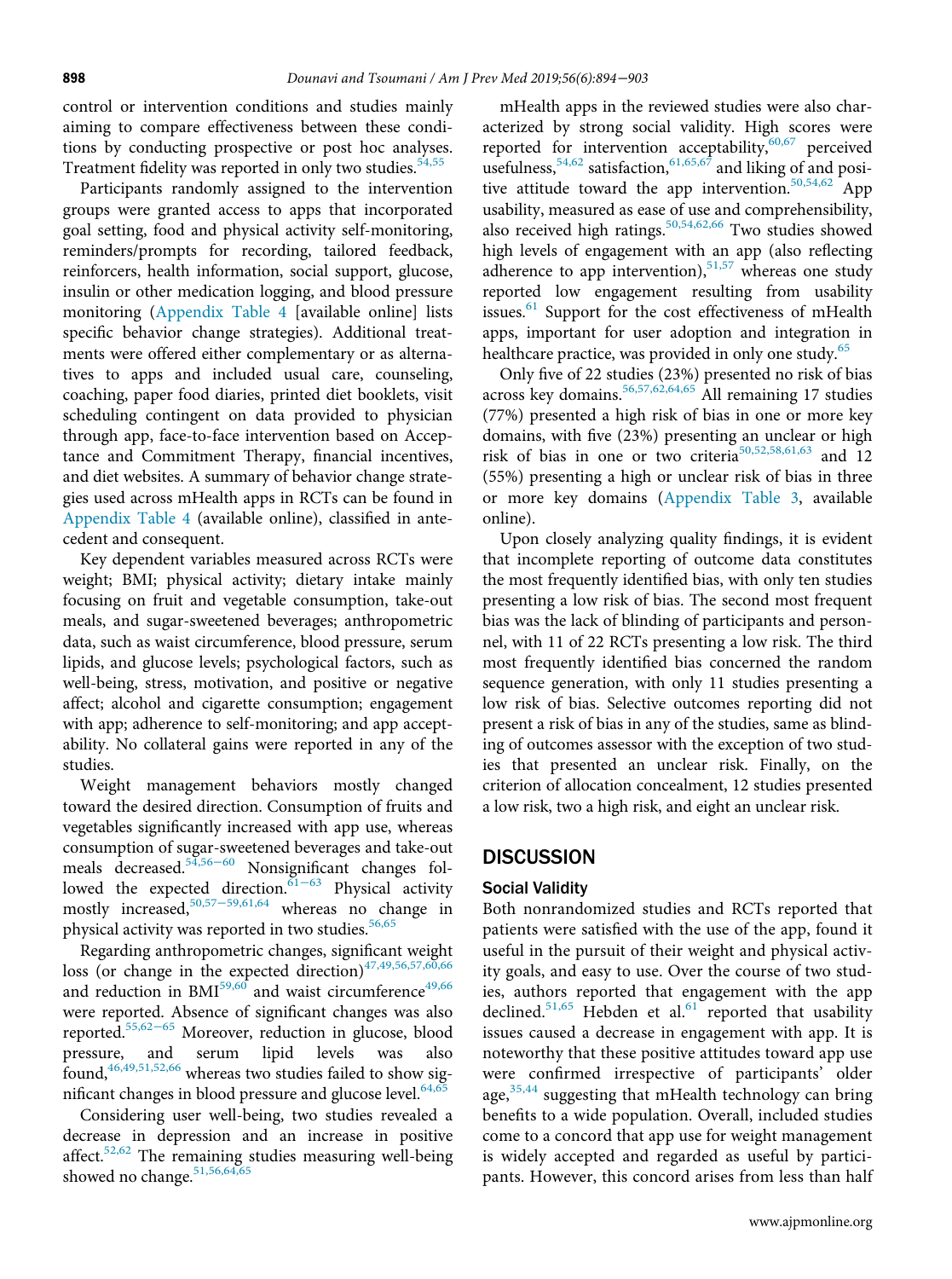control or intervention conditions and studies mainly aiming to compare effectiveness between these conditions by conducting prospective or post hoc analyses. Treatment fidelity was reported in only two studies.[54,55]

Participants randomly assigned to the intervention groups were granted access to apps that incorporated goal setting, food and physical activity self-monitoring, reminders/prompts for recording, tailored feedback, reinforcers, health information, social support, glucose, insulin or other medication logging, and blood pressure monitoring (Appendix Table 4 [available online] lists specific behavior change strategies). Additional treatments were offered either complementary or as alternatives to apps and included usual care, counseling, coaching, paper food diaries, printed diet booklets, visit scheduling contingent on data provided to physician through app, face-to-face intervention based on Acceptance and Commitment Therapy, financial incentives, and diet websites. A summary of behavior change strategies used across mHealth apps in RCTs can be found in Appendix Table 4 (available online), classified in antecedent and consequent.

Key dependent variables measured across RCTs were weight; BMI; physical activity; dietary intake mainly focusing on fruit and vegetable consumption, take-out meals, and sugar-sweetened beverages; anthropometric data, such as waist circumference, blood pressure, serum lipids, and glucose levels; psychological factors, such as well-being, stress, motivation, and positive or negative affect; alcohol and cigarette consumption; engagement with app; adherence to self-monitoring; and app acceptability. No collateral gains were reported in any of the studies.

Weight management behaviors mostly changed toward the desired direction. Consumption of fruits and vegetables significantly increased with app use, whereas consumption of sugar-sweetened beverages and take-out meals decreased.[54,56–60] Nonsignificant changes followed the expected direction.[61–63] Physical activity mostly increased,[50,57–59,61,64] whereas no change in physical activity was reported in two studies.[56,65]

Regarding anthropometric changes, significant weight loss (or change in the expected direction)[47,49,56,57,60,66] and reduction in BMI[59,60] and waist circumference[49,66] were reported. Absence of significant changes was also reported.[55,62–65] Moreover, reduction in glucose, blood pressure, and serum lipid levels was also found,[46,49,51,52,66] whereas two studies failed to show significant changes in blood pressure and glucose level.[64,65]

Considering user well-being, two studies revealed a decrease in depression and an increase in positive affect.[52,62] The remaining studies measuring well-being showed no change.[51,56,64,65]

mHealth apps in the reviewed studies were also characterized by strong social validity. High scores were reported for intervention acceptability,[60,67] perceived usefulness,[54,62] satisfaction,[61,65,67] and liking of and positive attitude toward the app intervention.[50,54,62] App usability, measured as ease of use and comprehensibility, also received high ratings.[50,54,62,66] Two studies showed high levels of engagement with an app (also reflecting adherence to app intervention),[51,57] whereas one study reported low engagement resulting from usability issues.[61] Support for the cost effectiveness of mHealth apps, important for user adoption and integration in healthcare practice, was provided in only one study.[65]

Only five of 22 studies (23%) presented no risk of bias across key domains.[56,57,62,64,65] All remaining 17 studies (77%) presented a high risk of bias in one or more key domains, with five (23%) presenting an unclear or high risk of bias in one or two criteria[50,52,58,61,63] and 12 (55%) presenting a high or unclear risk of bias in three or more key domains (Appendix Table 3, available online).

Upon closely analyzing quality findings, it is evident that incomplete reporting of outcome data constitutes the most frequently identified bias, with only ten studies presenting a low risk of bias. The second most frequent bias was the lack of blinding of participants and personnel, with 11 of 22 RCTs presenting a low risk. The third most frequently identified bias concerned the random sequence generation, with only 11 studies presenting a low risk of bias. Selective outcomes reporting did not present a risk of bias in any of the studies, same as blinding of outcomes assessor with the exception of two studies that presented an unclear risk. Finally, on the criterion of allocation concealment, 12 studies presented a low risk, two a high risk, and eight an unclear risk.

## DISCUSSION

### Social Validity

Both nonrandomized studies and RCTs reported that patients were satisfied with the use of the app, found it useful in the pursuit of their weight and physical activity goals, and easy to use. Over the course of two studies, authors reported that engagement with the app declined.[51,65] Hebden et al.[61] reported that usability issues caused a decrease in engagement with app. It is noteworthy that these positive attitudes toward app use were confirmed irrespective of participants' older age,[35,44] suggesting that mHealth technology can bring benefits to a wide population. Overall, included studies come to a concord that app use for weight management is widely accepted and regarded as useful by participants. However, this concord arises from less than half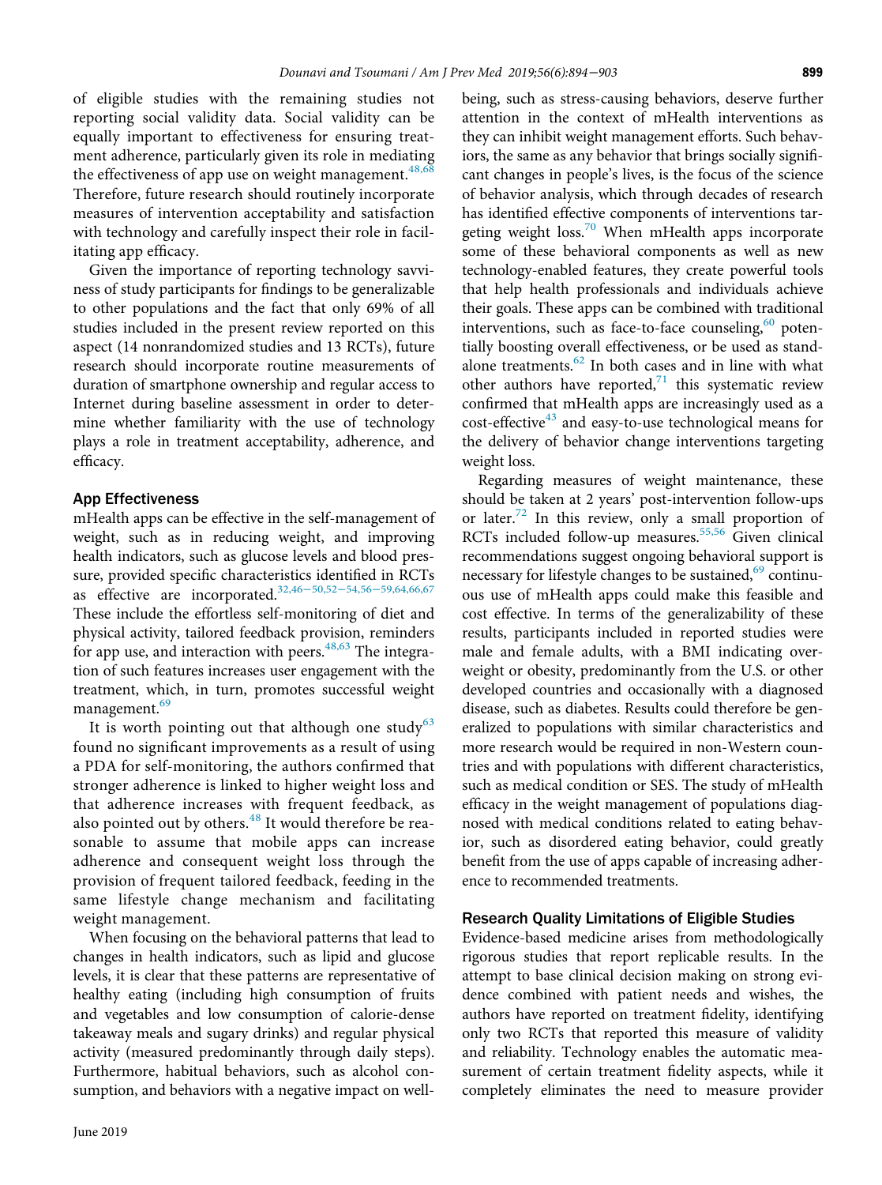of eligible studies with the remaining studies not reporting social validity data. Social validity can be equally important to effectiveness for ensuring treatment adherence, particularly given its role in mediating the effectiveness of app use on weight management.[48,68] Therefore, future research should routinely incorporate measures of intervention acceptability and satisfaction with technology and carefully inspect their role in facilitating app efficacy.

Given the importance of reporting technology savviness of study participants for findings to be generalizable to other populations and the fact that only 69% of all studies included in the present review reported on this aspect (14 nonrandomized studies and 13 RCTs), future research should incorporate routine measurements of duration of smartphone ownership and regular access to Internet during baseline assessment in order to determine whether familiarity with the use of technology plays a role in treatment acceptability, adherence, and efficacy.

## App Effectiveness

mHealth apps can be effective in the self-management of weight, such as in reducing weight, and improving health indicators, such as glucose levels and blood pressure, provided specific characteristics identified in RCTs as effective are incorporated.[32,46–50,52–54,56–59,64,66,67] These include the effortless self-monitoring of diet and physical activity, tailored feedback provision, reminders for app use, and interaction with peers.[48,63] The integration of such features increases user engagement with the treatment, which, in turn, promotes successful weight management.[69]

It is worth pointing out that although one study[63] found no significant improvements as a result of using a PDA for self-monitoring, the authors confirmed that stronger adherence is linked to higher weight loss and that adherence increases with frequent feedback, as also pointed out by others.[48] It would therefore be reasonable to assume that mobile apps can increase adherence and consequent weight loss through the provision of frequent tailored feedback, feeding in the same lifestyle change mechanism and facilitating weight management.

When focusing on the behavioral patterns that lead to changes in health indicators, such as lipid and glucose levels, it is clear that these patterns are representative of healthy eating (including high consumption of fruits and vegetables and low consumption of calorie-dense takeaway meals and sugary drinks) and regular physical activity (measured predominantly through daily steps). Furthermore, habitual behaviors, such as alcohol consumption, and behaviors with a negative impact on well-being, such as stress-causing behaviors, deserve further attention in the context of mHealth interventions as they can inhibit weight management efforts. Such behaviors, the same as any behavior that brings socially significant changes in people's lives, is the focus of the science of behavior analysis, which through decades of research has identified effective components of interventions targeting weight loss.[70] When mHealth apps incorporate some of these behavioral components as well as new technology-enabled features, they create powerful tools that help health professionals and individuals achieve their goals. These apps can be combined with traditional interventions, such as face-to-face counseling,[60] potentially boosting overall effectiveness, or be used as standalone treatments.[62] In both cases and in line with what other authors have reported,[71] this systematic review confirmed that mHealth apps are increasingly used as a cost-effective[43] and easy-to-use technological means for the delivery of behavior change interventions targeting weight loss.

Regarding measures of weight maintenance, these should be taken at 2 years' post-intervention follow-ups or later.[72] In this review, only a small proportion of RCTs included follow-up measures.[55,56] Given clinical recommendations suggest ongoing behavioral support is necessary for lifestyle changes to be sustained,[69] continuous use of mHealth apps could make this feasible and cost effective. In terms of the generalizability of these results, participants included in reported studies were male and female adults, with a BMI indicating overweight or obesity, predominantly from the U.S. or other developed countries and occasionally with a diagnosed disease, such as diabetes. Results could therefore be generalized to populations with similar characteristics and more research would be required in non-Western countries and with populations with different characteristics, such as medical condition or SES. The study of mHealth efficacy in the weight management of populations diagnosed with medical conditions related to eating behavior, such as disordered eating behavior, could greatly benefit from the use of apps capable of increasing adherence to recommended treatments.

## Research Quality Limitations of Eligible Studies

Evidence-based medicine arises from methodologically rigorous studies that report replicable results. In the attempt to base clinical decision making on strong evidence combined with patient needs and wishes, the authors have reported on treatment fidelity, identifying only two RCTs that reported this measure of validity and reliability. Technology enables the automatic measurement of certain treatment fidelity aspects, while it completely eliminates the need to measure provider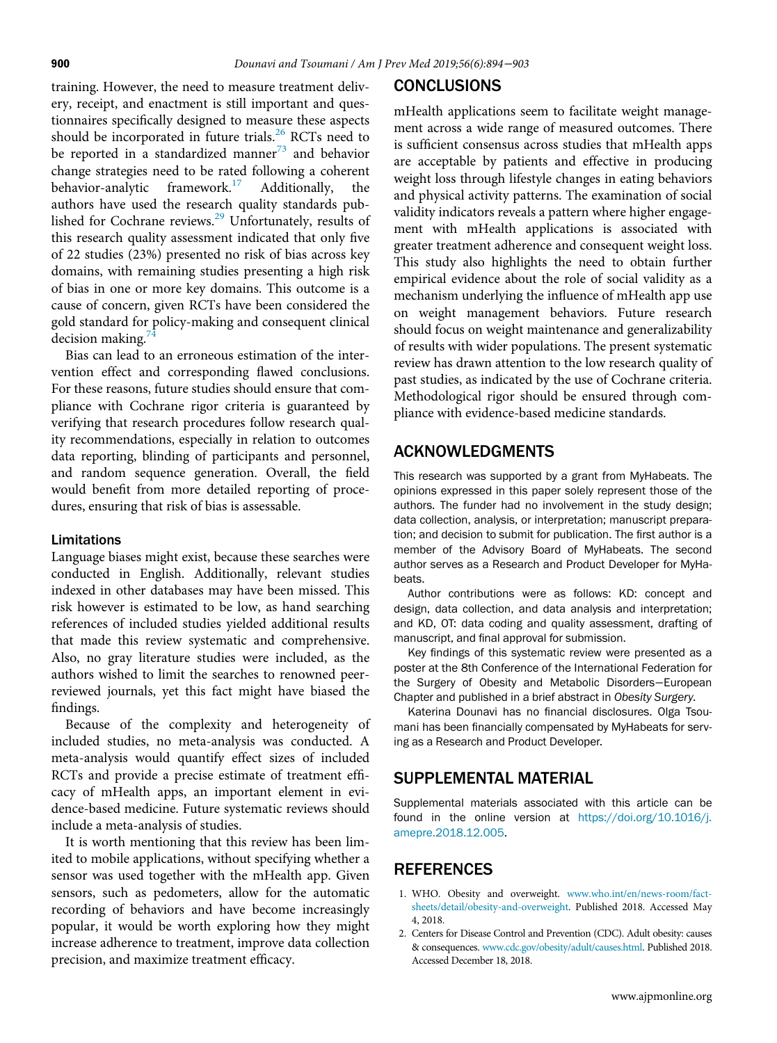training. However, the need to measure treatment delivery, receipt, and enactment is still important and questionnaires specifically designed to measure these aspects should be incorporated in future trials.[26] RCTs need to be reported in a standardized manner[73] and behavior change strategies need to be rated following a coherent behavior-analytic framework.[17] Additionally, the authors have used the research quality standards published for Cochrane reviews.[29] Unfortunately, results of this research quality assessment indicated that only five of 22 studies (23%) presented no risk of bias across key domains, with remaining studies presenting a high risk of bias in one or more key domains. This outcome is a cause of concern, given RCTs have been considered the gold standard for policy-making and consequent clinical decision making.[74]

Bias can lead to an erroneous estimation of the intervention effect and corresponding flawed conclusions. For these reasons, future studies should ensure that compliance with Cochrane rigor criteria is guaranteed by verifying that research procedures follow research quality recommendations, especially in relation to outcomes data reporting, blinding of participants and personnel, and random sequence generation. Overall, the field would benefit from more detailed reporting of procedures, ensuring that risk of bias is assessable.

### Limitations

Language biases might exist, because these searches were conducted in English. Additionally, relevant studies indexed in other databases may have been missed. This risk however is estimated to be low, as hand searching references of included studies yielded additional results that made this review systematic and comprehensive. Also, no gray literature studies were included, as the authors wished to limit the searches to renowned peer-reviewed journals, yet this fact might have biased the findings.

Because of the complexity and heterogeneity of included studies, no meta-analysis was conducted. A meta-analysis would quantify effect sizes of included RCTs and provide a precise estimate of treatment efficacy of mHealth apps, an important element in evidence-based medicine. Future systematic reviews should include a meta-analysis of studies.

It is worth mentioning that this review has been limited to mobile applications, without specifying whether a sensor was used together with the mHealth app. Given sensors, such as pedometers, allow for the automatic recording of behaviors and have become increasingly popular, it would be worth exploring how they might increase adherence to treatment, improve data collection precision, and maximize treatment efficacy.

## CONCLUSIONS

mHealth applications seem to facilitate weight management across a wide range of measured outcomes. There is sufficient consensus across studies that mHealth apps are acceptable by patients and effective in producing weight loss through lifestyle changes in eating behaviors and physical activity patterns. The examination of social validity indicators reveals a pattern where higher engagement with mHealth applications is associated with greater treatment adherence and consequent weight loss. This study also highlights the need to obtain further empirical evidence about the role of social validity as a mechanism underlying the influence of mHealth app use on weight management behaviors. Future research should focus on weight maintenance and generalizability of results with wider populations. The present systematic review has drawn attention to the low research quality of past studies, as indicated by the use of Cochrane criteria. Methodological rigor should be ensured through compliance with evidence-based medicine standards.

## ACKNOWLEDGMENTS

This research was supported by a grant from MyHabeats. The opinions expressed in this paper solely represent those of the authors. The funder had no involvement in the study design; data collection, analysis, or interpretation; manuscript preparation; and decision to submit for publication. The first author is a member of the Advisory Board of MyHabeats. The second author serves as a Research and Product Developer for MyHabeats.

Author contributions were as follows: KD: concept and design, data collection, and data analysis and interpretation; and KD, OT: data coding and quality assessment, drafting of manuscript, and final approval for submission.

Key findings of this systematic review were presented as a poster at the 8th Conference of the International Federation for the Surgery of Obesity and Metabolic Disorders—European Chapter and published in a brief abstract in *Obesity Surgery*.

Katerina Dounavi has no financial disclosures. Olga Tsoumani has been financially compensated by MyHabeats for serving as a Research and Product Developer.

## SUPPLEMENTAL MATERIAL

Supplemental materials associated with this article can be found in the online version at https://doi.org/10.1016/j.amepre.2018.12.005.

## REFERENCES

1. WHO. Obesity and overweight. www.who.int/en/news-room/fact-sheets/detail/obesity-and-overweight. Published 2018. Accessed May 4, 2018.
2. Centers for Disease Control and Prevention (CDC). Adult obesity: causes & consequences. www.cdc.gov/obesity/adult/causes.html. Published 2018. Accessed December 18, 2018.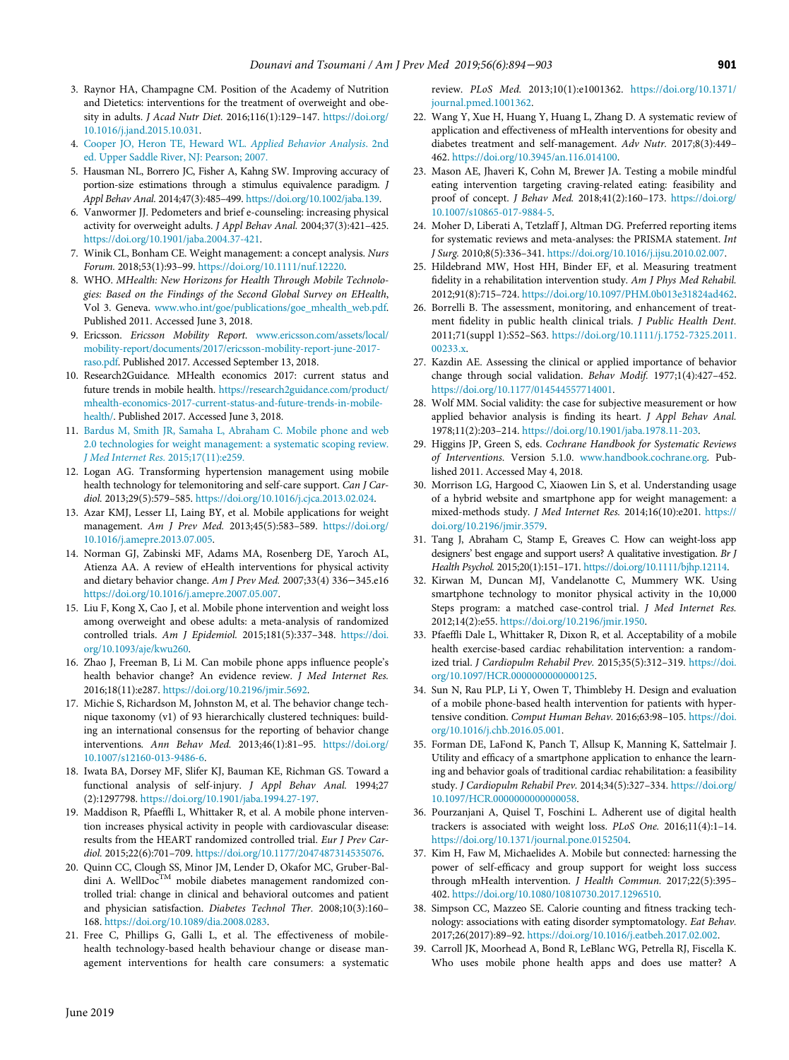3. Raynor HA, Champagne CM. Position of the Academy of Nutrition and Dietetics: interventions for the treatment of overweight and obesity in adults. *J Acad Nutr Diet.* 2016;116(1):129–147. https://doi.org/10.1016/j.jand.2015.10.031.
4. Cooper JO, Heron TE, Heward WL. *Applied Behavior Analysis*. 2nd ed. Upper Saddle River, NJ: Pearson; 2007.
5. Hausman NL, Borrero JC, Fisher A, Kahng SW. Improving accuracy of portion-size estimations through a stimulus equivalence paradigm. *J Appl Behav Anal.* 2014;47(3):485–499. https://doi.org/10.1002/jaba.139.
6. Vanwormer JJ. Pedometers and brief e-counseling: increasing physical activity for overweight adults. *J Appl Behav Anal.* 2004;37(3):421–425. https://doi.org/10.1901/jaba.2004.37-421.
7. Winik CL, Bonham CE. Weight management: a concept analysis. *Nurs Forum.* 2018;53(1):93–99. https://doi.org/10.1111/nuf.12220.
8. WHO. *MHealth: New Horizons for Health Through Mobile Technologies: Based on the Findings of the Second Global Survey on EHealth*, Vol 3. Geneva. www.who.int/goe/publications/goe_mhealth_web.pdf. Published 2011. Accessed June 3, 2018.
9. Ericsson. *Ericsson Mobility Report*. www.ericsson.com/assets/local/mobility-report/documents/2017/ericsson-mobility-report-june-2017-raso.pdf. Published 2017. Accessed September 13, 2018.
10. Research2Guidance. MHealth economics 2017: current status and future trends in mobile health. https://research2guidance.com/product/mhealth-economics-2017-current-status-and-future-trends-in-mobile-health/. Published 2017. Accessed June 3, 2018.
11. Bardus M, Smith JR, Samaha L, Abraham C. Mobile phone and web 2.0 technologies for weight management: a systematic scoping review. *J Med Internet Res.* 2015;17(11):e259.
12. Logan AG. Transforming hypertension management using mobile health technology for telemonitoring and self-care support. *Can J Cardiol.* 2013;29(5):579–585. https://doi.org/10.1016/j.cjca.2013.02.024.
13. Azar KMJ, Lesser LI, Laing BY, et al. Mobile applications for weight management. *Am J Prev Med.* 2013;45(5):583–589. https://doi.org/10.1016/j.amepre.2013.07.005.
14. Norman GJ, Zabinski MF, Adams MA, Rosenberg DE, Yaroch AL, Atienza AA. A review of eHealth interventions for physical activity and dietary behavior change. *Am J Prev Med.* 2007;33(4) 336−345.e16 https://doi.org/10.1016/j.amepre.2007.05.007.
15. Liu F, Kong X, Cao J, et al. Mobile phone intervention and weight loss among overweight and obese adults: a meta-analysis of randomized controlled trials. *Am J Epidemiol.* 2015;181(5):337–348. https://doi.org/10.1093/aje/kwu260.
16. Zhao J, Freeman B, Li M. Can mobile phone apps influence people's health behavior change? An evidence review. *J Med Internet Res.* 2016;18(11):e287. https://doi.org/10.2196/jmir.5692.
17. Michie S, Richardson M, Johnston M, et al. The behavior change technique taxonomy (v1) of 93 hierarchically clustered techniques: building an international consensus for the reporting of behavior change interventions. *Ann Behav Med.* 2013;46(1):81–95. https://doi.org/10.1007/s12160-013-9486-6.
18. Iwata BA, Dorsey MF, Slifer KJ, Bauman KE, Richman GS. Toward a functional analysis of self-injury. *J Appl Behav Anal.* 1994;27 (2):1297798. https://doi.org/10.1901/jaba.1994.27-197.
19. Maddison R, Pfaeffli L, Whittaker R, et al. A mobile phone intervention increases physical activity in people with cardiovascular disease: results from the HEART randomized controlled trial. *Eur J Prev Cardiol.* 2015;22(6):701–709. https://doi.org/10.1177/2047487314535076.
20. Quinn CC, Clough SS, Minor JM, Lender D, Okafor MC, Gruber-Baldini A. WellDoc™ mobile diabetes management randomized controlled trial: change in clinical and behavioral outcomes and patient and physician satisfaction. *Diabetes Technol Ther.* 2008;10(3):160–168. https://doi.org/10.1089/dia.2008.0283.
21. Free C, Phillips G, Galli L, et al. The effectiveness of mobile-health technology-based health behaviour change or disease management interventions for health care consumers: a systematic review. *PLoS Med.* 2013;10(1):e1001362. https://doi.org/10.1371/journal.pmed.1001362.
22. Wang Y, Xue H, Huang Y, Huang L, Zhang D. A systematic review of application and effectiveness of mHealth interventions for obesity and diabetes treatment and self-management. *Adv Nutr.* 2017;8(3):449–462. https://doi.org/10.3945/an.116.014100.
23. Mason AE, Jhaveri K, Cohn M, Brewer JA. Testing a mobile mindful eating intervention targeting craving-related eating: feasibility and proof of concept. *J Behav Med.* 2018;41(2):160–173. https://doi.org/10.1007/s10865-017-9884-5.
24. Moher D, Liberati A, Tetzlaff J, Altman DG. Preferred reporting items for systematic reviews and meta-analyses: the PRISMA statement. *Int J Surg.* 2010;8(5):336–341. https://doi.org/10.1016/j.ijsu.2010.02.007.
25. Hildebrand MW, Host HH, Binder EF, et al. Measuring treatment fidelity in a rehabilitation intervention study. *Am J Phys Med Rehabil.* 2012;91(8):715–724. https://doi.org/10.1097/PHM.0b013e31824ad462.
26. Borrelli B. The assessment, monitoring, and enhancement of treatment fidelity in public health clinical trials. *J Public Health Dent.* 2011;71(suppl 1):S52–S63. https://doi.org/10.1111/j.1752-7325.2011.00233.x.
27. Kazdin AE. Assessing the clinical or applied importance of behavior change through social validation. *Behav Modif.* 1977;1(4):427–452. https://doi.org/10.1177/014544557714001.
28. Wolf MM. Social validity: the case for subjective measurement or how applied behavior analysis is finding its heart. *J Appl Behav Anal.* 1978;11(2):203–214. https://doi.org/10.1901/jaba.1978.11-203.
29. Higgins JP, Green S, eds. *Cochrane Handbook for Systematic Reviews of Interventions*. Version 5.1.0. www.handbook.cochrane.org. Published 2011. Accessed May 4, 2018.
30. Morrison LG, Hargood C, Xiaowen Lin S, et al. Understanding usage of a hybrid website and smartphone app for weight management: a mixed-methods study. *J Med Internet Res.* 2014;16(10):e201. https://doi.org/10.2196/jmir.3579.
31. Tang J, Abraham C, Stamp E, Greaves C. How can weight-loss app designers' best engage and support users? A qualitative investigation. *Br J Health Psychol.* 2015;20(1):151–171. https://doi.org/10.1111/bjhp.12114.
32. Kirwan M, Duncan MJ, Vandelanotte C, Mummery WK. Using smartphone technology to monitor physical activity in the 10,000 Steps program: a matched case-control trial. *J Med Internet Res.* 2012;14(2):e55. https://doi.org/10.2196/jmir.1950.
33. Pfaeffli Dale L, Whittaker R, Dixon R, et al. Acceptability of a mobile health exercise-based cardiac rehabilitation intervention: a randomized trial. *J Cardiopulm Rehabil Prev.* 2015;35(5):312–319. https://doi.org/10.1097/HCR.0000000000000125.
34. Sun N, Rau PLP, Li Y, Owen T, Thimbleby H. Design and evaluation of a mobile phone-based health intervention for patients with hypertensive condition. *Comput Human Behav.* 2016;63:98–105. https://doi.org/10.1016/j.chb.2016.05.001.
35. Forman DE, LaFond K, Panch T, Allsup K, Manning K, Sattelmair J. Utility and efficacy of a smartphone application to enhance the learning and behavior goals of traditional cardiac rehabilitation: a feasibility study. *J Cardiopulm Rehabil Prev.* 2014;34(5):327–334. https://doi.org/10.1097/HCR.0000000000000058.
36. Pourzanjani A, Quisel T, Foschini L. Adherent use of digital health trackers is associated with weight loss. *PLoS One.* 2016;11(4):1–14. https://doi.org/10.1371/journal.pone.0152504.
37. Kim H, Faw M, Michaelides A. Mobile but connected: harnessing the power of self-efficacy and group support for weight loss success through mHealth intervention. *J Health Commun.* 2017;22(5):395–402. https://doi.org/10.1080/10810730.2017.1296510.
38. Simpson CC, Mazzeo SE. Calorie counting and fitness tracking technology: associations with eating disorder symptomatology. *Eat Behav.* 2017;26(2017):89–92. https://doi.org/10.1016/j.eatbeh.2017.02.002.
39. Carroll JK, Moorhead A, Bond R, LeBlanc WG, Petrella RJ, Fiscella K. Who uses mobile phone health apps and does use matter? A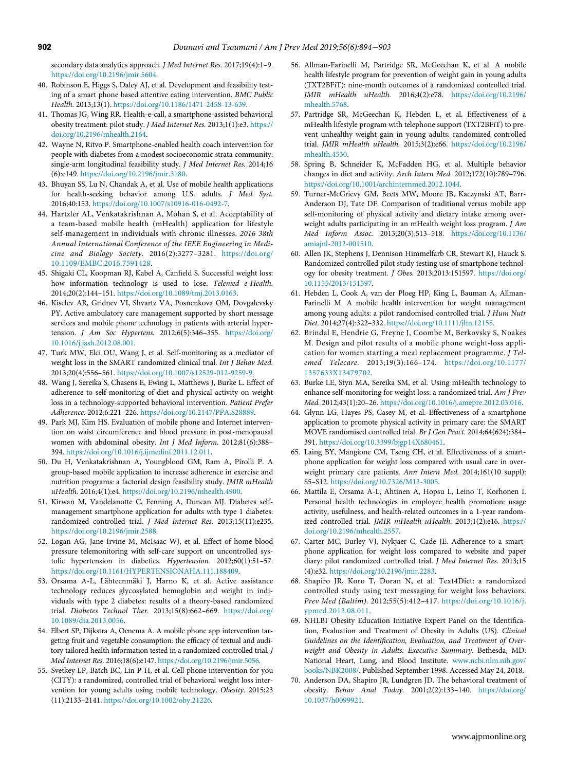secondary data analytics approach. *J Med Internet Res.* 2017;19(4):1–9. https://doi.org/10.2196/jmir.5604.

40. Robinson E, Higgs S, Daley AJ, et al. Development and feasibility testing of a smart phone based attentive eating intervention. *BMC Public Health.* 2013;13(1). https://doi.org/10.1186/1471-2458-13-639.
41. Thomas JG, Wing RR. Health-e-call, a smartphone-assisted behavioral obesity treatment: pilot study. *J Med Internet Res.* 2013;1(1):e3. https://doi.org/10.2196/mhealth.2164.
42. Wayne N, Ritvo P. Smartphone-enabled health coach intervention for people with diabetes from a modest socioeconomic strata community: single-arm longitudinal feasibility study. *J Med Internet Res.* 2014;16 (6):e149. https://doi.org/10.2196/jmir.3180.
43. Bhuyan SS, Lu N, Chandak A, et al. Use of mobile health applications for health-seeking behavior among U.S. adults. *J Med Syst.* 2016;40:153. https://doi.org/10.1007/s10916-016-0492-7.
44. Hartzler AL, Venkatakrishnan A, Mohan S, et al. Acceptability of a team-based mobile health (mHealth) application for lifestyle self-management in individuals with chronic illnesses. *2016 38th Annual International Conference of the IEEE Engineering in Medicine and Biology Society.* 2016(2):3277–3281. https://doi.org/10.1109/EMBC.2016.7591428.
45. Shigaki CL, Koopman RJ, Kabel A, Canfield S. Successful weight loss: how information technology is used to lose. *Telemed e-Health.* 2014;20(2):144–151. https://doi.org/10.1089/tmj.2013.0163.
46. Kiselev AR, Gridnev VI, Shvartz VA, Posnenkova OM, Dovgalevsky PY. Active ambulatory care management supported by short message services and mobile phone technology in patients with arterial hypertension. *J Am Soc Hypertens.* 2012;6(5):346–355. https://doi.org/10.1016/j.jash.2012.08.001.
47. Turk MW, Elci OU, Wang J, et al. Self-monitoring as a mediator of weight loss in the SMART randomized clinical trial. *Int J Behav Med.* 2013;20(4):556–561. https://doi.org/10.1007/s12529-012-9259-9.
48. Wang J, Sereika S, Chasens E, Ewing L, Matthews J, Burke L. Effect of adherence to self-monitoring of diet and physical activity on weight loss in a technology-supported behavioral intervention. *Patient Prefer Adherence.* 2012;6:221–226. https://doi.org/10.2147/PPA.S28889.
49. Park MJ, Kim HS. Evaluation of mobile phone and Internet intervention on waist circumference and blood pressure in post-menopausal women with abdominal obesity. *Int J Med Inform.* 2012;81(6):388–394. https://doi.org/10.1016/j.ijmedinf.2011.12.011.
50. Du H, Venkatakrishnan A, Youngblood GM, Ram A, Pirolli P. A group-based mobile application to increase adherence in exercise and nutrition programs: a factorial design feasibility study. *JMIR mHealth uHealth.* 2016;4(1):e4. https://doi.org/10.2196/mhealth.4900.
51. Kirwan M, Vandelanotte C, Fenning A, Duncan MJ. Diabetes self-management smartphone application for adults with type 1 diabetes: randomized controlled trial. *J Med Internet Res.* 2013;15(11):e235. https://doi.org/10.2196/jmir.2588.
52. Logan AG, Jane Irvine M, McIsaac WJ, et al. Effect of home blood pressure telemonitoring with self-care support on uncontrolled systolic hypertension in diabetics. *Hypertension.* 2012;60(1):51–57. https://doi.org/10.1161/HYPERTENSIONAHA.111.188409.
53. Orsama A-L, Lähteenmäki J, Harno K, et al. Active assistance technology reduces glycosylated hemoglobin and weight in individuals with type 2 diabetes: results of a theory-based randomized trial. *Diabetes Technol Ther.* 2013;15(8):662–669. https://doi.org/10.1089/dia.2013.0056.
54. Elbert SP, Dijkstra A, Oenema A. A mobile phone app intervention targeting fruit and vegetable consumption: the efficacy of textual and auditory tailored health information tested in a randomized controlled trial. *J Med Internet Res.* 2016;18(6):e147. https://doi.org/10.2196/jmir.5056.
55. Svetkey LP, Batch BC, Lin P-H, et al. Cell phone intervention for you (CITY): a randomized, controlled trial of behavioral weight loss intervention for young adults using mobile technology. *Obesity.* 2015;23 (11):2133–2141. https://doi.org/10.1002/oby.21226.
56. Allman-Farinelli M, Partridge SR, McGeechan K, et al. A mobile health lifestyle program for prevention of weight gain in young adults (TXT2BFiT): nine-month outcomes of a randomized controlled trial. *JMIR mHealth uHealth.* 2016;4(2):e78. https://doi.org/10.2196/mhealth.5768.
57. Partridge SR, McGeechan K, Hebden L, et al. Effectiveness of a mHealth lifestyle program with telephone support (TXT2BFiT) to prevent unhealthy weight gain in young adults: randomized controlled trial. *JMIR mHealth uHealth.* 2015;3(2):e66. https://doi.org/10.2196/mhealth.4530.
58. Spring B, Schneider K, McFadden HG, et al. Multiple behavior changes in diet and activity. *Arch Intern Med.* 2012;172(10):789–796. https://doi.org/10.1001/archinternmed.2012.1044.
59. Turner-McGrievy GM, Beets MW, Moore JB, Kaczynski AT, Barr-Anderson DJ, Tate DF. Comparison of traditional versus mobile app self-monitoring of physical activity and dietary intake among overweight adults participating in an mHealth weight loss program. *J Am Med Inform Assoc.* 2013;20(3):513–518. https://doi.org/10.1136/amiajnl-2012-001510.
60. Allen JK, Stephens J, Dennison Himmelfarb CR, Stewart KJ, Hauck S. Randomized controlled pilot study testing use of smartphone technology for obesity treatment. *J Obes.* 2013;2013:151597. https://doi.org/10.1155/2013/151597.
61. Hebden L, Cook A, van der Ploeg HP, King L, Bauman A, Allman-Farinelli M. A mobile health intervention for weight management among young adults: a pilot randomised controlled trial. *J Hum Nutr Diet.* 2014;27(4):322–332. https://doi.org/10.1111/jhn.12155.
62. Brindal E, Hendrie G, Freyne J, Coombe M, Berkovsky S, Noakes M. Design and pilot results of a mobile phone weight-loss application for women starting a meal replacement programme. *J Telemed Telecare.* 2013;19(3):166–174. https://doi.org/10.1177/1357633X13479702.
63. Burke LE, Styn MA, Sereika SM, et al. Using mHealth technology to enhance self-monitoring for weight loss: a randomized trial. *Am J Prev Med.* 2012;43(1):20–26. https://doi.org/10.1016/j.amepre.2012.03.016.
64. Glynn LG, Hayes PS, Casey M, et al. Effectiveness of a smartphone application to promote physical activity in primary care: the SMART MOVE randomised controlled trial. *Br J Gen Pract.* 2014;64(624):384–391. https://doi.org/10.3399/bjgp14X680461.
65. Laing BY, Mangione CM, Tseng CH, et al. Effectiveness of a smartphone application for weight loss compared with usual care in overweight primary care patients. *Ann Intern Med.* 2014;161(10 suppl): S5–S12. https://doi.org/10.7326/M13-3005.
66. Mattila E, Orsama A-L, Ahtinen A, Hopsu L, Leino T, Korhonen I. Personal health technologies in employee health promotion: usage activity, usefulness, and health-related outcomes in a 1-year randomized controlled trial. *JMIR mHealth uHealth.* 2013;1(2):e16. https://doi.org/10.2196/mhealth.2557.
67. Carter MC, Burley VJ, Nykjaer C, Cade JE. Adherence to a smartphone application for weight loss compared to website and paper diary: pilot randomized controlled trial. *J Med Internet Res.* 2013;15 (4):e32. https://doi.org/10.2196/jmir.2283.
68. Shapiro JR, Koro T, Doran N, et al. Text4Diet: a randomized controlled study using text messaging for weight loss behaviors. *Prev Med (Baltim).* 2012;55(5):412–417. https://doi.org/10.1016/j.ypmed.2012.08.011.
69. NHLBI Obesity Education Initiative Expert Panel on the Identification, Evaluation and Treatment of Obesity in Adults (US). *Clinical Guidelines on the Identification, Evaluation, and Treatment of Overweight and Obesity in Adults: Executive Summary.* Bethesda, MD: National Heart, Lung, and Blood Institute. www.ncbi.nlm.nih.gov/books/NBK2008/. Published September 1998. Accessed May 24, 2018.
70. Anderson DA, Shapiro JR, Lundgren JD. The behavioral treatment of obesity. *Behav Anal Today.* 2001;2(2):133–140. https://doi.org/10.1037/h0099921.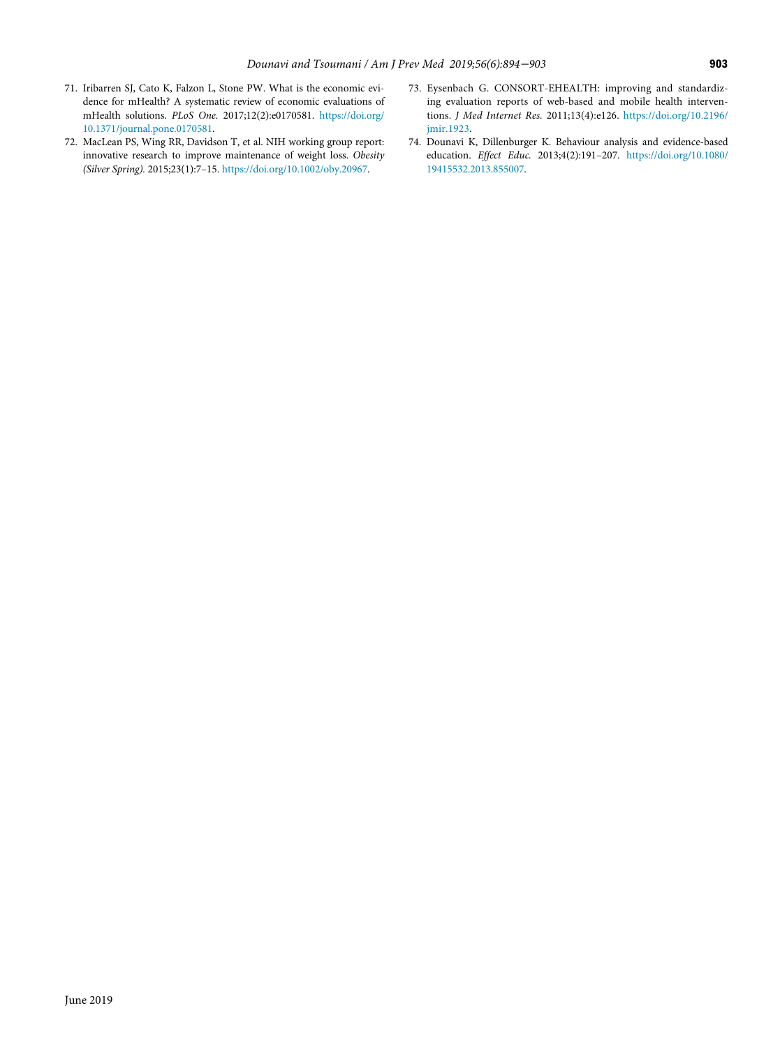71. Iribarren SJ, Cato K, Falzon L, Stone PW. What is the economic evidence for mHealth? A systematic review of economic evaluations of mHealth solutions. *PLoS One*. 2017;12(2):e0170581. https://doi.org/10.1371/journal.pone.0170581.
72. MacLean PS, Wing RR, Davidson T, et al. NIH working group report: innovative research to improve maintenance of weight loss. *Obesity (Silver Spring)*. 2015;23(1):7–15. https://doi.org/10.1002/oby.20967.
73. Eysenbach G. CONSORT-EHEALTH: improving and standardizing evaluation reports of web-based and mobile health interventions. *J Med Internet Res*. 2011;13(4):e126. https://doi.org/10.2196/jmir.1923.
74. Dounavi K, Dillenburger K. Behaviour analysis and evidence-based education. *Effect Educ*. 2013;4(2):191–207. https://doi.org/10.1080/19415532.2013.855007.